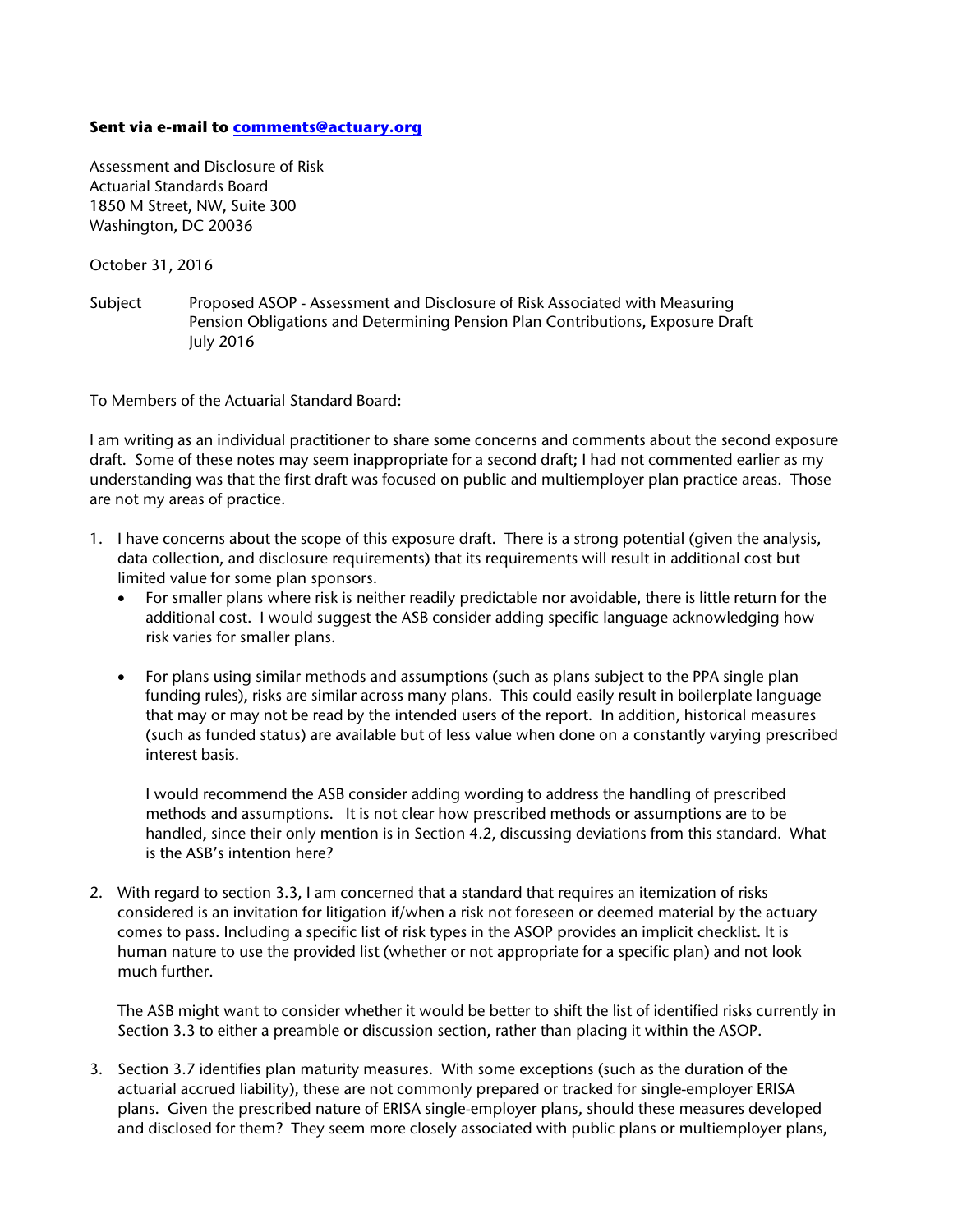**Sent via e-mail to comments@actuary.org**

Assessment and Disclosure of Risk
Actuarial Standards Board
1850 M Street, NW, Suite 300
Washington, DC 20036

October 31, 2016

Subject Proposed ASOP - Assessment and Disclosure of Risk Associated with Measuring Pension Obligations and Determining Pension Plan Contributions, Exposure Draft July 2016

To Members of the Actuarial Standard Board:

I am writing as an individual practitioner to share some concerns and comments about the second exposure draft. Some of these notes may seem inappropriate for a second draft; I had not commented earlier as my understanding was that the first draft was focused on public and multiemployer plan practice areas. Those are not my areas of practice.

1. I have concerns about the scope of this exposure draft. There is a strong potential (given the analysis, data collection, and disclosure requirements) that its requirements will result in additional cost but limited value for some plan sponsors.
   - For smaller plans where risk is neither readily predictable nor avoidable, there is little return for the additional cost. I would suggest the ASB consider adding specific language acknowledging how risk varies for smaller plans.
   - For plans using similar methods and assumptions (such as plans subject to the PPA single plan funding rules), risks are similar across many plans. This could easily result in boilerplate language that may or may not be read by the intended users of the report. In addition, historical measures (such as funded status) are available but of less value when done on a constantly varying prescribed interest basis.

     I would recommend the ASB consider adding wording to address the handling of prescribed methods and assumptions. It is not clear how prescribed methods or assumptions are to be handled, since their only mention is in Section 4.2, discussing deviations from this standard. What is the ASB's intention here?

2. With regard to section 3.3, I am concerned that a standard that requires an itemization of risks considered is an invitation for litigation if/when a risk not foreseen or deemed material by the actuary comes to pass. Including a specific list of risk types in the ASOP provides an implicit checklist. It is human nature to use the provided list (whether or not appropriate for a specific plan) and not look much further.

   The ASB might want to consider whether it would be better to shift the list of identified risks currently in Section 3.3 to either a preamble or discussion section, rather than placing it within the ASOP.

3. Section 3.7 identifies plan maturity measures. With some exceptions (such as the duration of the actuarial accrued liability), these are not commonly prepared or tracked for single-employer ERISA plans. Given the prescribed nature of ERISA single-employer plans, should these measures developed and disclosed for them? They seem more closely associated with public plans or multiemployer plans,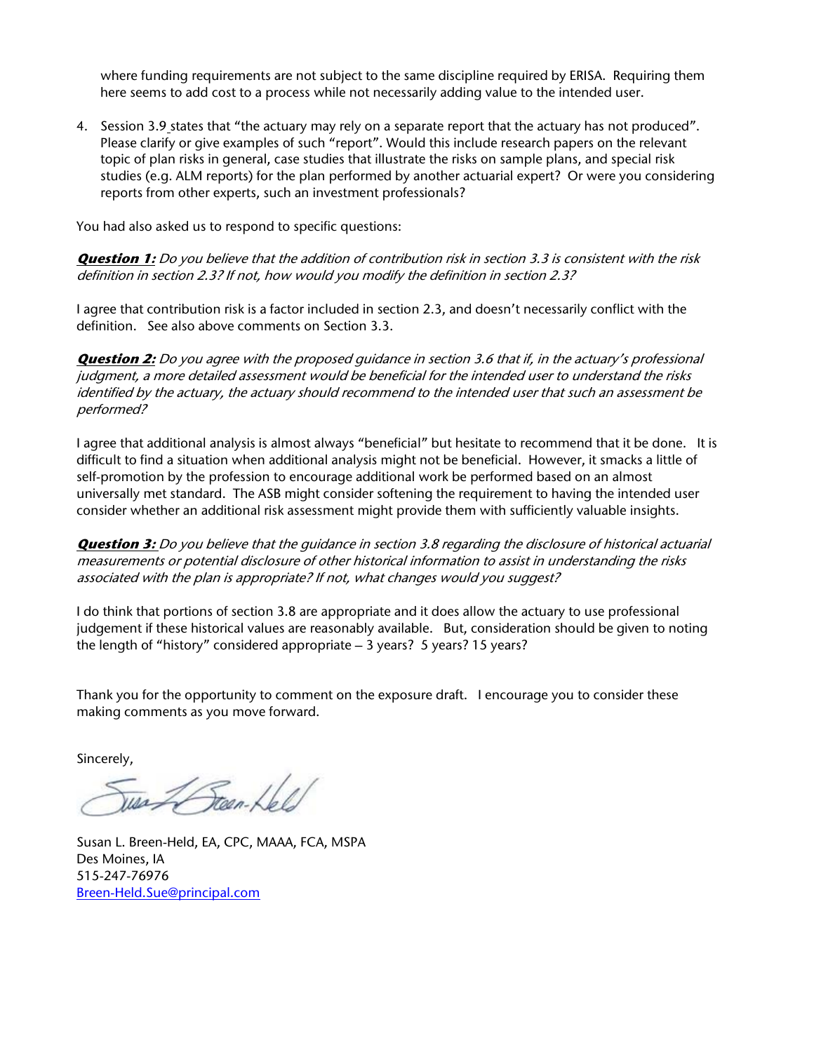where funding requirements are not subject to the same discipline required by ERISA. Requiring them here seems to add cost to a process while not necessarily adding value to the intended user.

4. Session 3.9 states that "the actuary may rely on a separate report that the actuary has not produced". Please clarify or give examples of such "report". Would this include research papers on the relevant topic of plan risks in general, case studies that illustrate the risks on sample plans, and special risk studies (e.g. ALM reports) for the plan performed by another actuarial expert? Or were you considering reports from other experts, such an investment professionals?

You had also asked us to respond to specific questions:

***Question 1:*** *Do you believe that the addition of contribution risk in section 3.3 is consistent with the risk definition in section 2.3? If not, how would you modify the definition in section 2.3?*

I agree that contribution risk is a factor included in section 2.3, and doesn't necessarily conflict with the definition. See also above comments on Section 3.3.

***Question 2:*** *Do you agree with the proposed guidance in section 3.6 that if, in the actuary's professional judgment, a more detailed assessment would be beneficial for the intended user to understand the risks identified by the actuary, the actuary should recommend to the intended user that such an assessment be performed?*

I agree that additional analysis is almost always "beneficial" but hesitate to recommend that it be done. It is difficult to find a situation when additional analysis might not be beneficial. However, it smacks a little of self-promotion by the profession to encourage additional work be performed based on an almost universally met standard. The ASB might consider softening the requirement to having the intended user consider whether an additional risk assessment might provide them with sufficiently valuable insights.

***Question 3:*** *Do you believe that the guidance in section 3.8 regarding the disclosure of historical actuarial measurements or potential disclosure of other historical information to assist in understanding the risks associated with the plan is appropriate? If not, what changes would you suggest?*

I do think that portions of section 3.8 are appropriate and it does allow the actuary to use professional judgement if these historical values are reasonably available. But, consideration should be given to noting the length of "history" considered appropriate – 3 years? 5 years? 15 years?

Thank you for the opportunity to comment on the exposure draft. I encourage you to consider these making comments as you move forward.

Sincerely,

Susan L. Breen-Held, EA, CPC, MAAA, FCA, MSPA
Des Moines, IA
515-247-76976
Breen-Held.Sue@principal.com